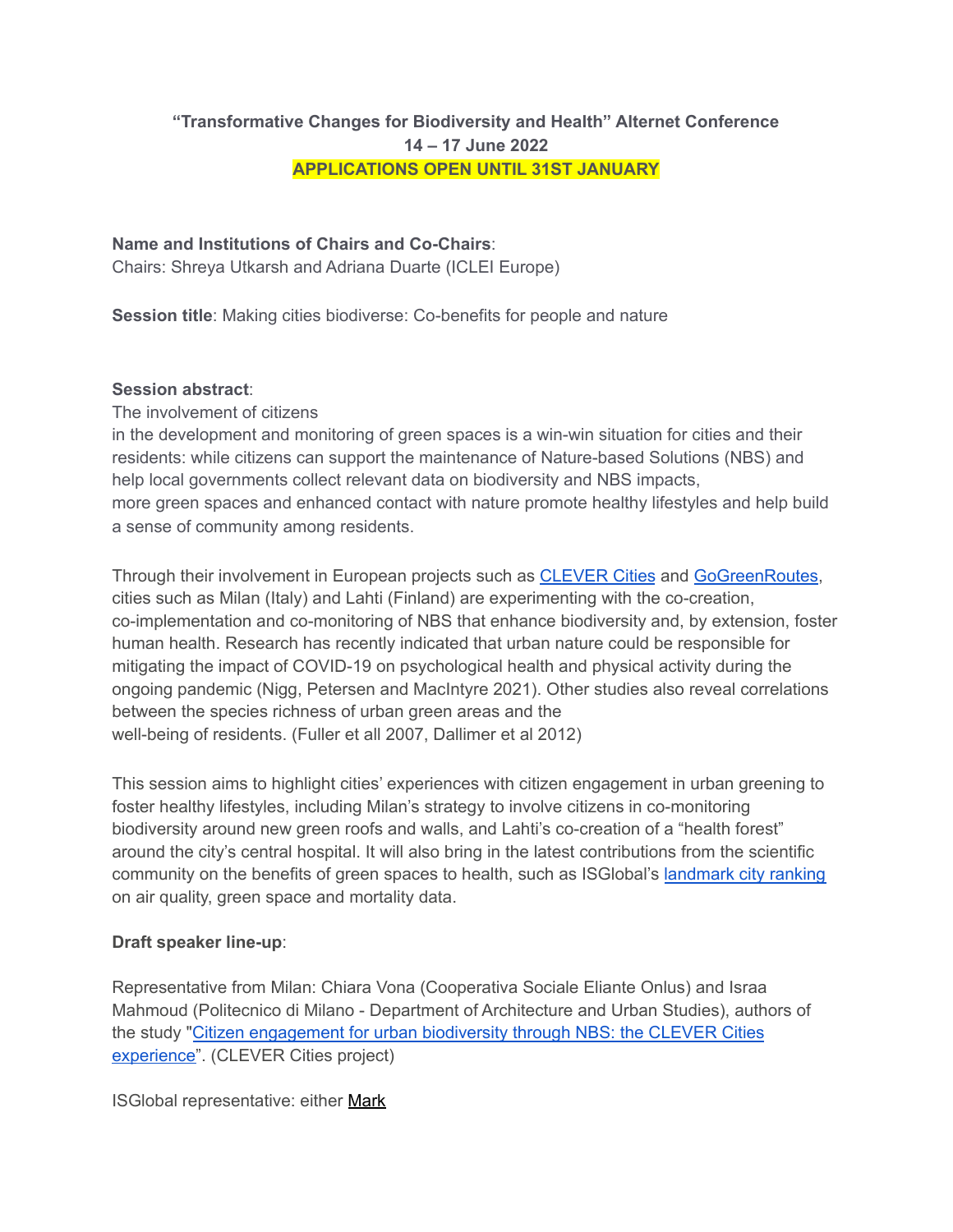**"Transformative Changes for Biodiversity and Health" Alternet Conference**
**14 – 17 June 2022**
**APPLICATIONS OPEN UNTIL 31ST JANUARY**

**Name and Institutions of Chairs and Co-Chairs**:
Chairs: Shreya Utkarsh and Adriana Duarte (ICLEI Europe)

**Session title**: Making cities biodiverse: Co-benefits for people and nature

**Session abstract**:
The involvement of citizens in the development and monitoring of green spaces is a win-win situation for cities and their residents: while citizens can support the maintenance of Nature-based Solutions (NBS) and help local governments collect relevant data on biodiversity and NBS impacts, more green spaces and enhanced contact with nature promote healthy lifestyles and help build a sense of community among residents.

Through their involvement in European projects such as CLEVER Cities and GoGreenRoutes, cities such as Milan (Italy) and Lahti (Finland) are experimenting with the co-creation, co-implementation and co-monitoring of NBS that enhance biodiversity and, by extension, foster human health. Research has recently indicated that urban nature could be responsible for mitigating the impact of COVID-19 on psychological health and physical activity during the ongoing pandemic (Nigg, Petersen and MacIntyre 2021). Other studies also reveal correlations between the species richness of urban green areas and the well-being of residents. (Fuller et all 2007, Dallimer et al 2012)

This session aims to highlight cities' experiences with citizen engagement in urban greening to foster healthy lifestyles, including Milan's strategy to involve citizens in co-monitoring biodiversity around new green roofs and walls, and Lahti's co-creation of a "health forest" around the city's central hospital. It will also bring in the latest contributions from the scientific community on the benefits of green spaces to health, such as ISGlobal's landmark city ranking on air quality, green space and mortality data.

**Draft speaker line-up**:

Representative from Milan: Chiara Vona (Cooperativa Sociale Eliante Onlus) and Israa Mahmoud (Politecnico di Milano - Department of Architecture and Urban Studies), authors of the study "Citizen engagement for urban biodiversity through NBS: the CLEVER Cities experience". (CLEVER Cities project)

ISGlobal representative: either Mark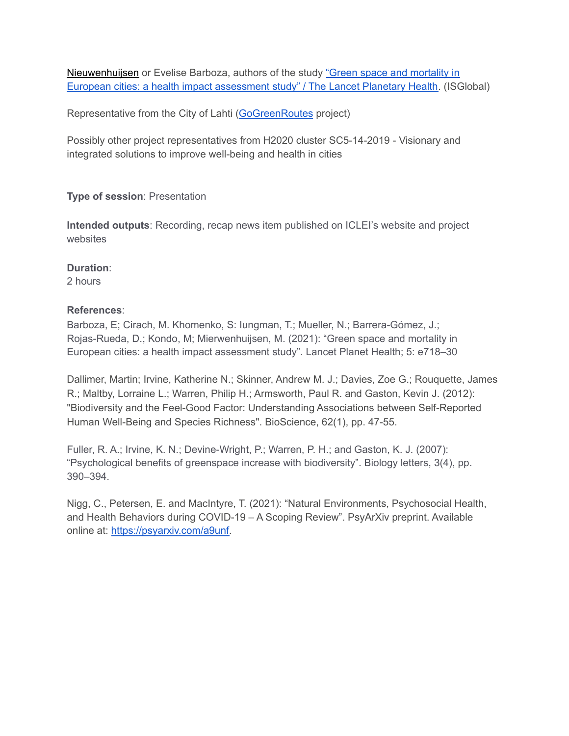Nieuwenhuijsen or Evelise Barboza, authors of the study "Green space and mortality in European cities: a health impact assessment study" / The Lancet Planetary Health. (ISGlobal)

Representative from the City of Lahti (GoGreenRoutes project)

Possibly other project representatives from H2020 cluster SC5-14-2019 - Visionary and integrated solutions to improve well-being and health in cities

**Type of session**: Presentation

**Intended outputs**: Recording, recap news item published on ICLEI's website and project websites

**Duration**:
2 hours

**References**:

Barboza, E; Cirach, M. Khomenko, S: Iungman, T.; Mueller, N.; Barrera-Gómez, J.; Rojas-Rueda, D.; Kondo, M; Mierwenhuijsen, M. (2021): "Green space and mortality in European cities: a health impact assessment study". Lancet Planet Health; 5: e718–30

Dallimer, Martin; Irvine, Katherine N.; Skinner, Andrew M. J.; Davies, Zoe G.; Rouquette, James R.; Maltby, Lorraine L.; Warren, Philip H.; Armsworth, Paul R. and Gaston, Kevin J. (2012): "Biodiversity and the Feel-Good Factor: Understanding Associations between Self-Reported Human Well-Being and Species Richness". BioScience, 62(1), pp. 47-55.

Fuller, R. A.; Irvine, K. N.; Devine-Wright, P.; Warren, P. H.; and Gaston, K. J. (2007): "Psychological benefits of greenspace increase with biodiversity". Biology letters, 3(4), pp. 390–394.

Nigg, C., Petersen, E. and MacIntyre, T. (2021): "Natural Environments, Psychosocial Health, and Health Behaviors during COVID-19 – A Scoping Review". PsyArXiv preprint. Available online at: https://psyarxiv.com/a9unf.